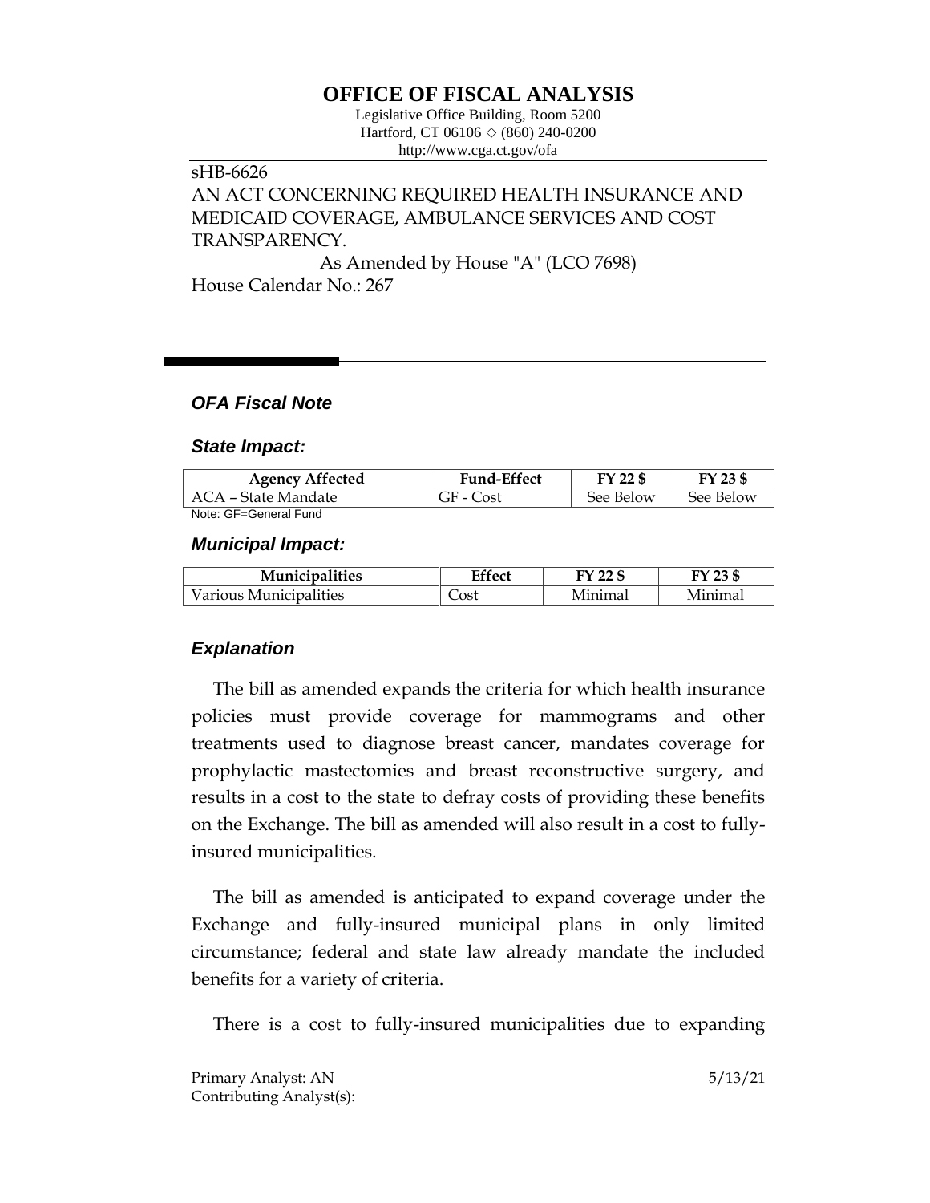# OFFICE OF FISCAL ANALYSIS

Legislative Office Building, Room 5200
Hartford, CT 06106 ◇ (860) 240-0200
http://www.cga.ct.gov/ofa

sHB-6626
AN ACT CONCERNING REQUIRED HEALTH INSURANCE AND MEDICAID COVERAGE, AMBULANCE SERVICES AND COST TRANSPARENCY.
As Amended by House "A" (LCO 7698)
House Calendar No.: 267

## *OFA Fiscal Note*

### *State Impact:*

| Agency Affected | Fund-Effect | FY 22 $ | FY 23 $ |
|---|---|---|---|
| ACA – State Mandate | GF - Cost | See Below | See Below |

Note: GF=General Fund

### *Municipal Impact:*

| Municipalities | Effect | FY 22 $ | FY 23 $ |
|---|---|---|---|
| Various Municipalities | Cost | Minimal | Minimal |

### *Explanation*

The bill as amended expands the criteria for which health insurance policies must provide coverage for mammograms and other treatments used to diagnose breast cancer, mandates coverage for prophylactic mastectomies and breast reconstructive surgery, and results in a cost to the state to defray costs of providing these benefits on the Exchange. The bill as amended will also result in a cost to fully-insured municipalities.

The bill as amended is anticipated to expand coverage under the Exchange and fully-insured municipal plans in only limited circumstance; federal and state law already mandate the included benefits for a variety of criteria.

There is a cost to fully-insured municipalities due to expanding

Primary Analyst: AN
Contributing Analyst(s):

5/13/21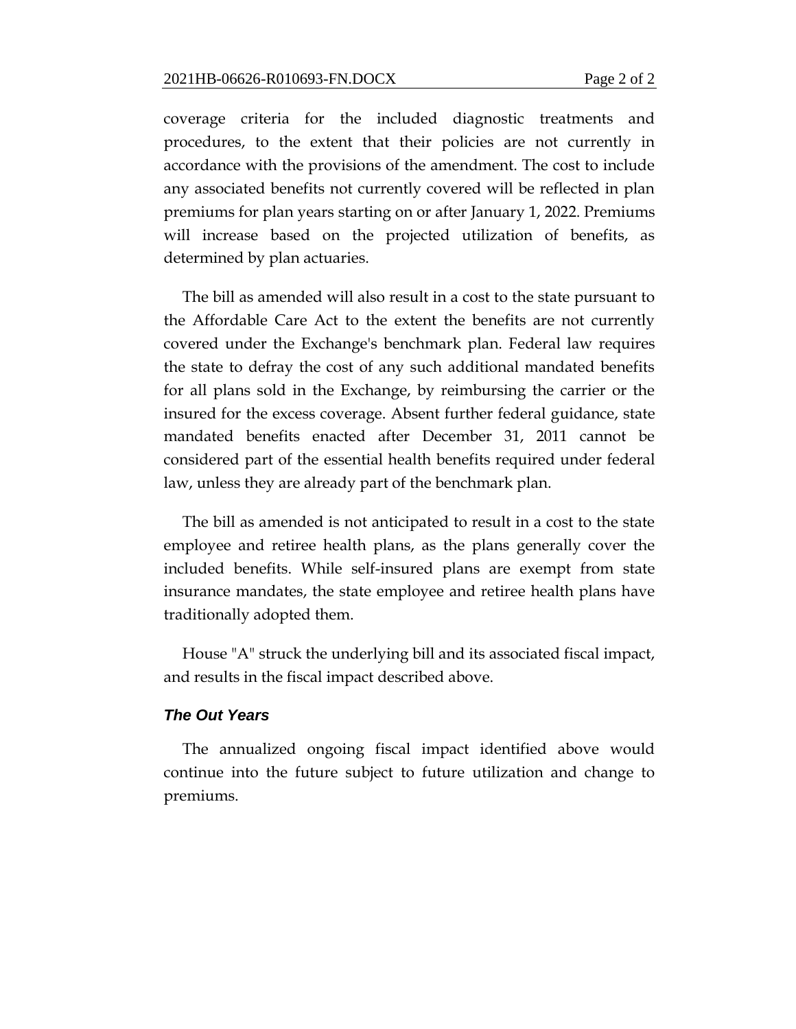coverage criteria for the included diagnostic treatments and procedures, to the extent that their policies are not currently in accordance with the provisions of the amendment. The cost to include any associated benefits not currently covered will be reflected in plan premiums for plan years starting on or after January 1, 2022. Premiums will increase based on the projected utilization of benefits, as determined by plan actuaries.

The bill as amended will also result in a cost to the state pursuant to the Affordable Care Act to the extent the benefits are not currently covered under the Exchange's benchmark plan. Federal law requires the state to defray the cost of any such additional mandated benefits for all plans sold in the Exchange, by reimbursing the carrier or the insured for the excess coverage. Absent further federal guidance, state mandated benefits enacted after December 31, 2011 cannot be considered part of the essential health benefits required under federal law, unless they are already part of the benchmark plan.

The bill as amended is not anticipated to result in a cost to the state employee and retiree health plans, as the plans generally cover the included benefits. While self-insured plans are exempt from state insurance mandates, the state employee and retiree health plans have traditionally adopted them.

House "A" struck the underlying bill and its associated fiscal impact, and results in the fiscal impact described above.

### *The Out Years*

The annualized ongoing fiscal impact identified above would continue into the future subject to future utilization and change to premiums.